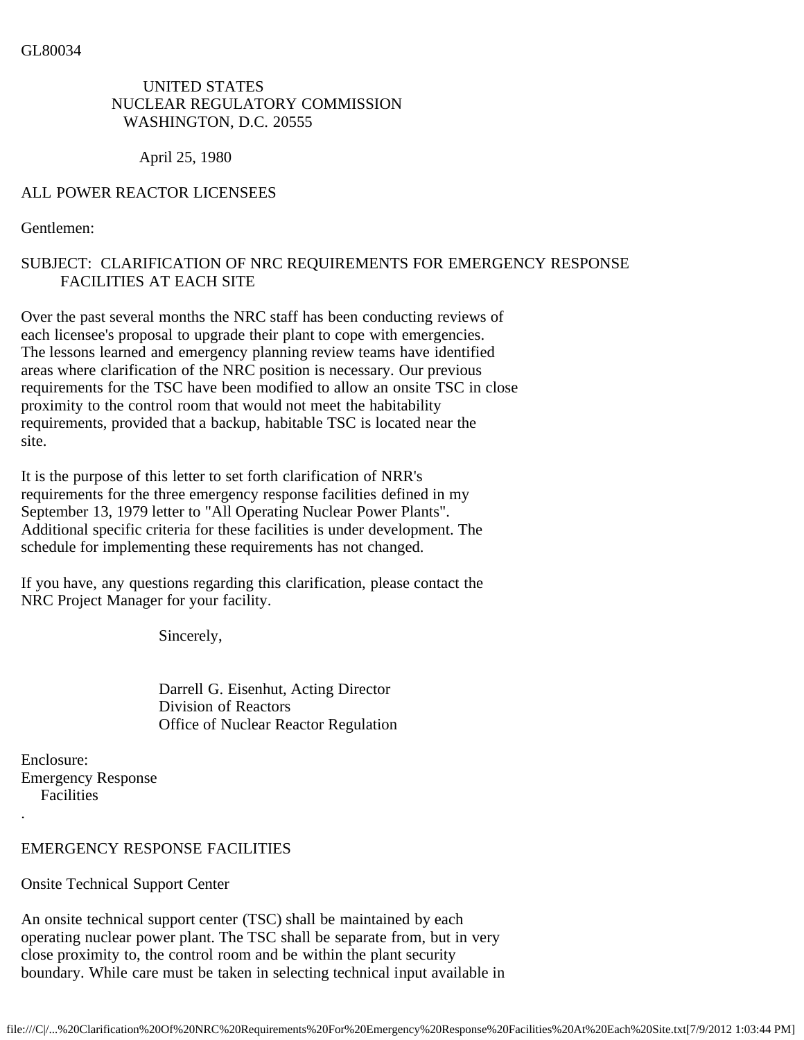GL80034

UNITED STATES
NUCLEAR REGULATORY COMMISSION
WASHINGTON, D.C. 20555

April 25, 1980

ALL POWER REACTOR LICENSEES

Gentlemen:

SUBJECT: CLARIFICATION OF NRC REQUIREMENTS FOR EMERGENCY RESPONSE FACILITIES AT EACH SITE

Over the past several months the NRC staff has been conducting reviews of each licensee's proposal to upgrade their plant to cope with emergencies. The lessons learned and emergency planning review teams have identified areas where clarification of the NRC position is necessary. Our previous requirements for the TSC have been modified to allow an onsite TSC in close proximity to the control room that would not meet the habitability requirements, provided that a backup, habitable TSC is located near the site.

It is the purpose of this letter to set forth clarification of NRR's requirements for the three emergency response facilities defined in my September 13, 1979 letter to "All Operating Nuclear Power Plants". Additional specific criteria for these facilities is under development. The schedule for implementing these requirements has not changed.

If you have, any questions regarding this clarification, please contact the NRC Project Manager for your facility.

Sincerely,

Darrell G. Eisenhut, Acting Director
Division of Reactors
Office of Nuclear Reactor Regulation

Enclosure:
Emergency Response Facilities

.

## EMERGENCY RESPONSE FACILITIES

### Onsite Technical Support Center

An onsite technical support center (TSC) shall be maintained by each operating nuclear power plant. The TSC shall be separate from, but in very close proximity to, the control room and be within the plant security boundary. While care must be taken in selecting technical input available in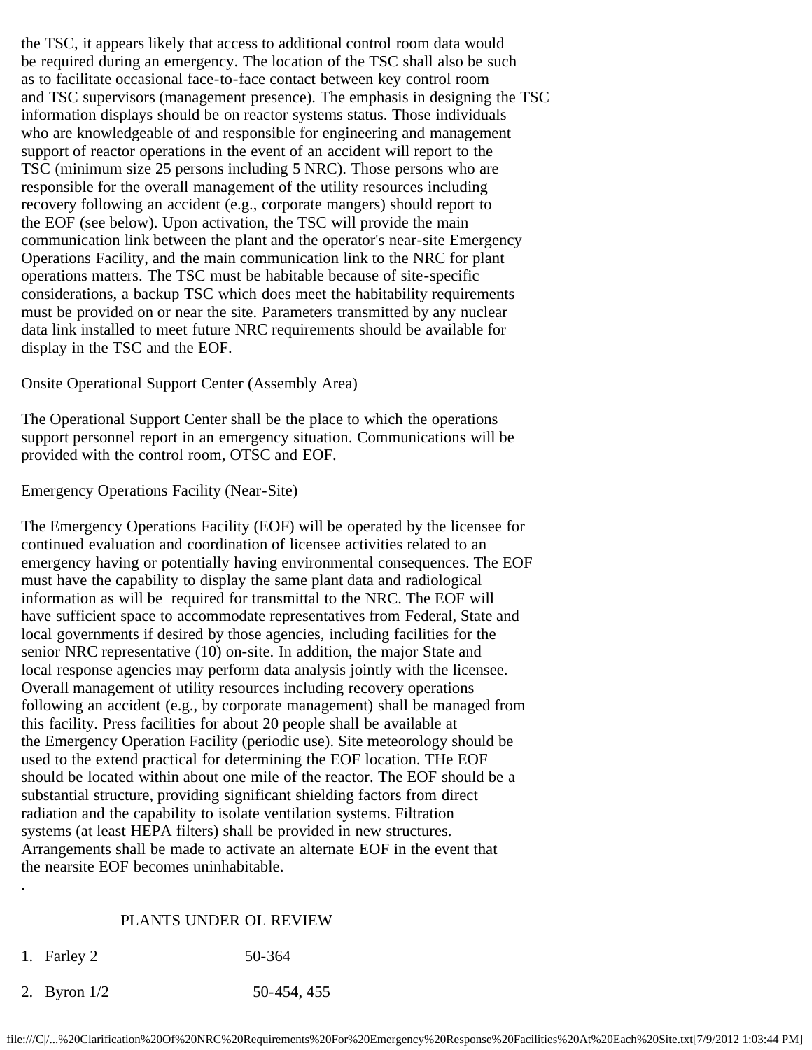the TSC, it appears likely that access to additional control room data would be required during an emergency. The location of the TSC shall also be such as to facilitate occasional face-to-face contact between key control room and TSC supervisors (management presence). The emphasis in designing the TSC information displays should be on reactor systems status. Those individuals who are knowledgeable of and responsible for engineering and management support of reactor operations in the event of an accident will report to the TSC (minimum size 25 persons including 5 NRC). Those persons who are responsible for the overall management of the utility resources including recovery following an accident (e.g., corporate mangers) should report to the EOF (see below). Upon activation, the TSC will provide the main communication link between the plant and the operator's near-site Emergency Operations Facility, and the main communication link to the NRC for plant operations matters. The TSC must be habitable because of site-specific considerations, a backup TSC which does meet the habitability requirements must be provided on or near the site. Parameters transmitted by any nuclear data link installed to meet future NRC requirements should be available for display in the TSC and the EOF.

Onsite Operational Support Center (Assembly Area)

The Operational Support Center shall be the place to which the operations support personnel report in an emergency situation. Communications will be provided with the control room, OTSC and EOF.

Emergency Operations Facility (Near-Site)

The Emergency Operations Facility (EOF) will be operated by the licensee for continued evaluation and coordination of licensee activities related to an emergency having or potentially having environmental consequences. The EOF must have the capability to display the same plant data and radiological information as will be required for transmittal to the NRC. The EOF will have sufficient space to accommodate representatives from Federal, State and local governments if desired by those agencies, including facilities for the senior NRC representative (10) on-site. In addition, the major State and local response agencies may perform data analysis jointly with the licensee. Overall management of utility resources including recovery operations following an accident (e.g., by corporate management) shall be managed from this facility. Press facilities for about 20 people shall be available at the Emergency Operation Facility (periodic use). Site meteorology should be used to the extend practical for determining the EOF location. THe EOF should be located within about one mile of the reactor. The EOF should be a substantial structure, providing significant shielding factors from direct radiation and the capability to isolate ventilation systems. Filtration systems (at least HEPA filters) shall be provided in new structures. Arrangements shall be made to activate an alternate EOF in the event that the nearsite EOF becomes uninhabitable.

.

PLANTS UNDER OL REVIEW

1. Farley 2 — 50-364
2. Byron 1/2 — 50-454, 455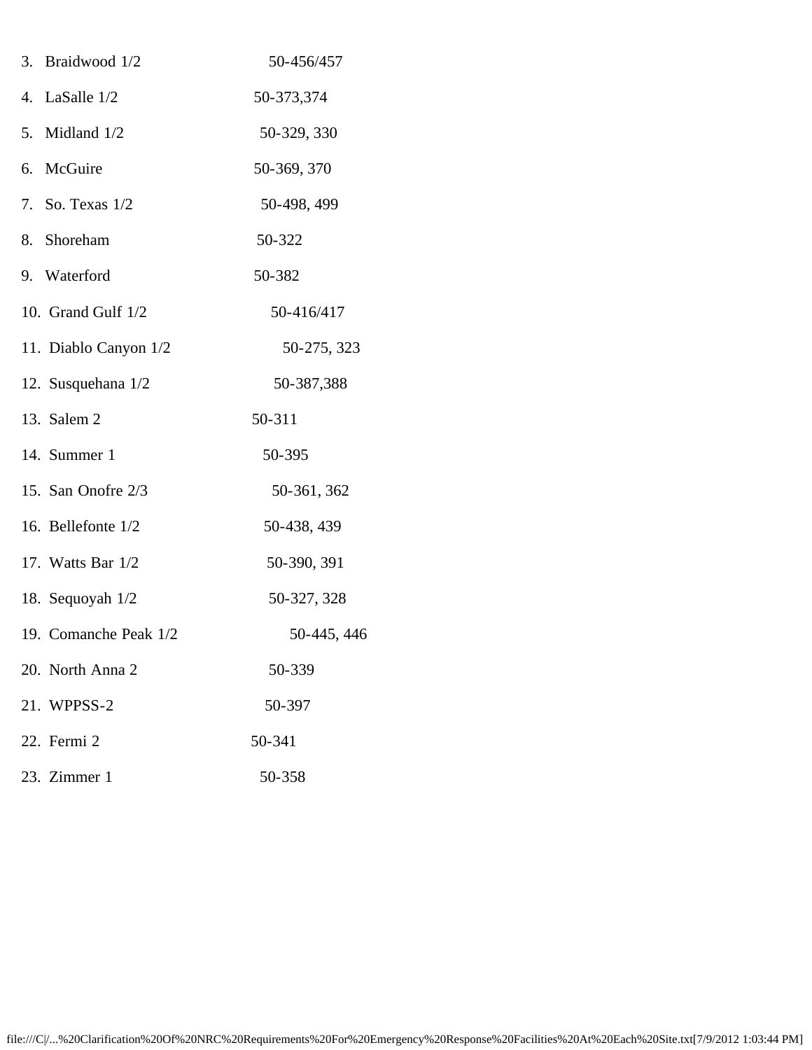3. Braidwood 1/2 50-456/457

4. LaSalle 1/2 50-373,374

5. Midland 1/2 50-329, 330

6. McGuire 50-369, 370

7. So. Texas 1/2 50-498, 499

8. Shoreham 50-322

9. Waterford 50-382

10. Grand Gulf 1/2 50-416/417

11. Diablo Canyon 1/2 50-275, 323

12. Susquehana 1/2 50-387,388

13. Salem 2 50-311

14. Summer 1 50-395

15. San Onofre 2/3 50-361, 362

16. Bellefonte 1/2 50-438, 439

17. Watts Bar 1/2 50-390, 391

18. Sequoyah 1/2 50-327, 328

19. Comanche Peak 1/2 50-445, 446

20. North Anna 2 50-339

21. WPPSS-2 50-397

22. Fermi 2 50-341

23. Zimmer 1 50-358